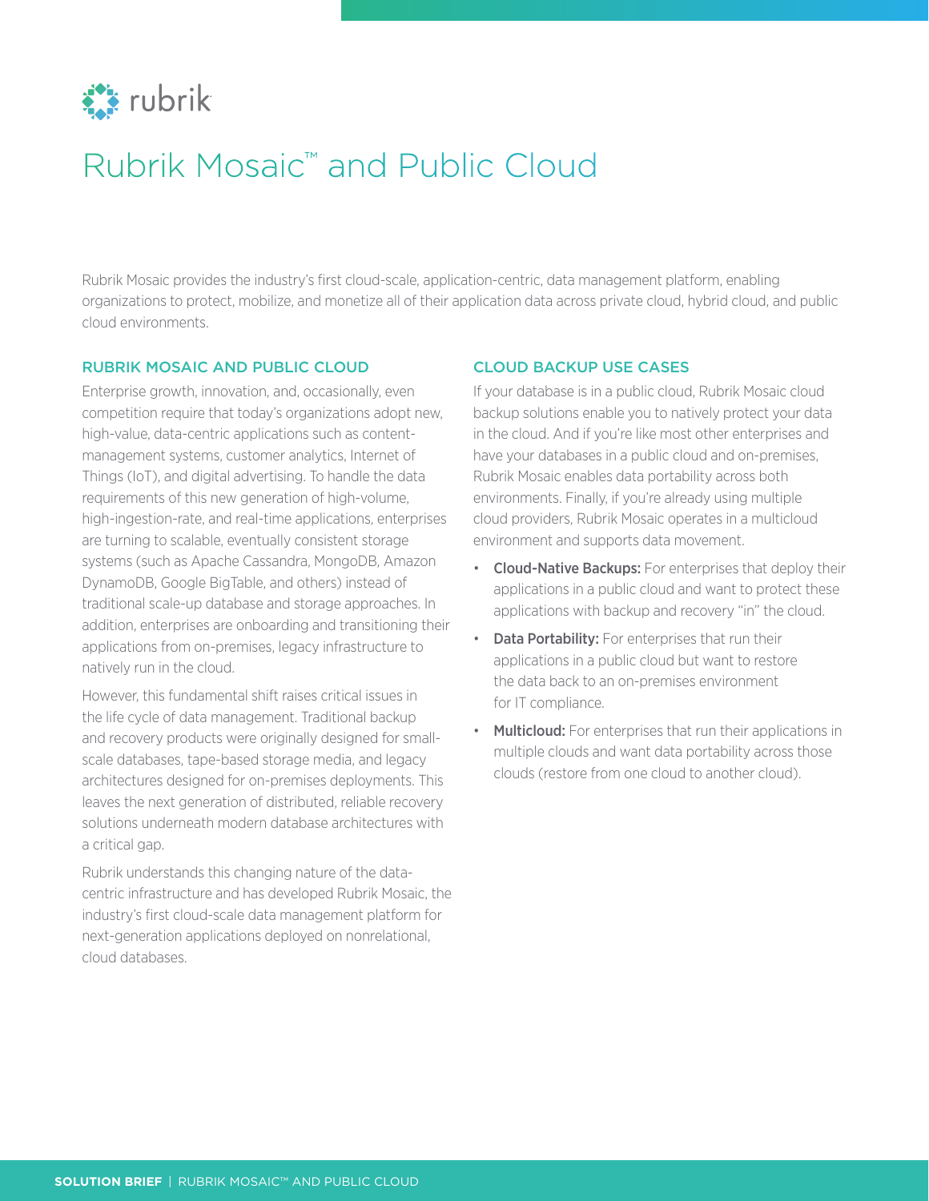rubrik

# Rubrik Mosaic™ and Public Cloud

Rubrik Mosaic provides the industry's first cloud-scale, application-centric, data management platform, enabling organizations to protect, mobilize, and monetize all of their application data across private cloud, hybrid cloud, and public cloud environments.

## RUBRIK MOSAIC AND PUBLIC CLOUD

Enterprise growth, innovation, and, occasionally, even competition require that today's organizations adopt new, high-value, data-centric applications such as content-management systems, customer analytics, Internet of Things (IoT), and digital advertising. To handle the data requirements of this new generation of high-volume, high-ingestion-rate, and real-time applications, enterprises are turning to scalable, eventually consistent storage systems (such as Apache Cassandra, MongoDB, Amazon DynamoDB, Google BigTable, and others) instead of traditional scale-up database and storage approaches. In addition, enterprises are onboarding and transitioning their applications from on-premises, legacy infrastructure to natively run in the cloud.

However, this fundamental shift raises critical issues in the life cycle of data management. Traditional backup and recovery products were originally designed for small-scale databases, tape-based storage media, and legacy architectures designed for on-premises deployments. This leaves the next generation of distributed, reliable recovery solutions underneath modern database architectures with a critical gap.

Rubrik understands this changing nature of the data-centric infrastructure and has developed Rubrik Mosaic, the industry's first cloud-scale data management platform for next-generation applications deployed on nonrelational, cloud databases.

## CLOUD BACKUP USE CASES

If your database is in a public cloud, Rubrik Mosaic cloud backup solutions enable you to natively protect your data in the cloud. And if you're like most other enterprises and have your databases in a public cloud and on-premises, Rubrik Mosaic enables data portability across both environments. Finally, if you're already using multiple cloud providers, Rubrik Mosaic operates in a multicloud environment and supports data movement.

- **Cloud-Native Backups:** For enterprises that deploy their applications in a public cloud and want to protect these applications with backup and recovery "in" the cloud.
- **Data Portability:** For enterprises that run their applications in a public cloud but want to restore the data back to an on-premises environment for IT compliance.
- **Multicloud:** For enterprises that run their applications in multiple clouds and want data portability across those clouds (restore from one cloud to another cloud).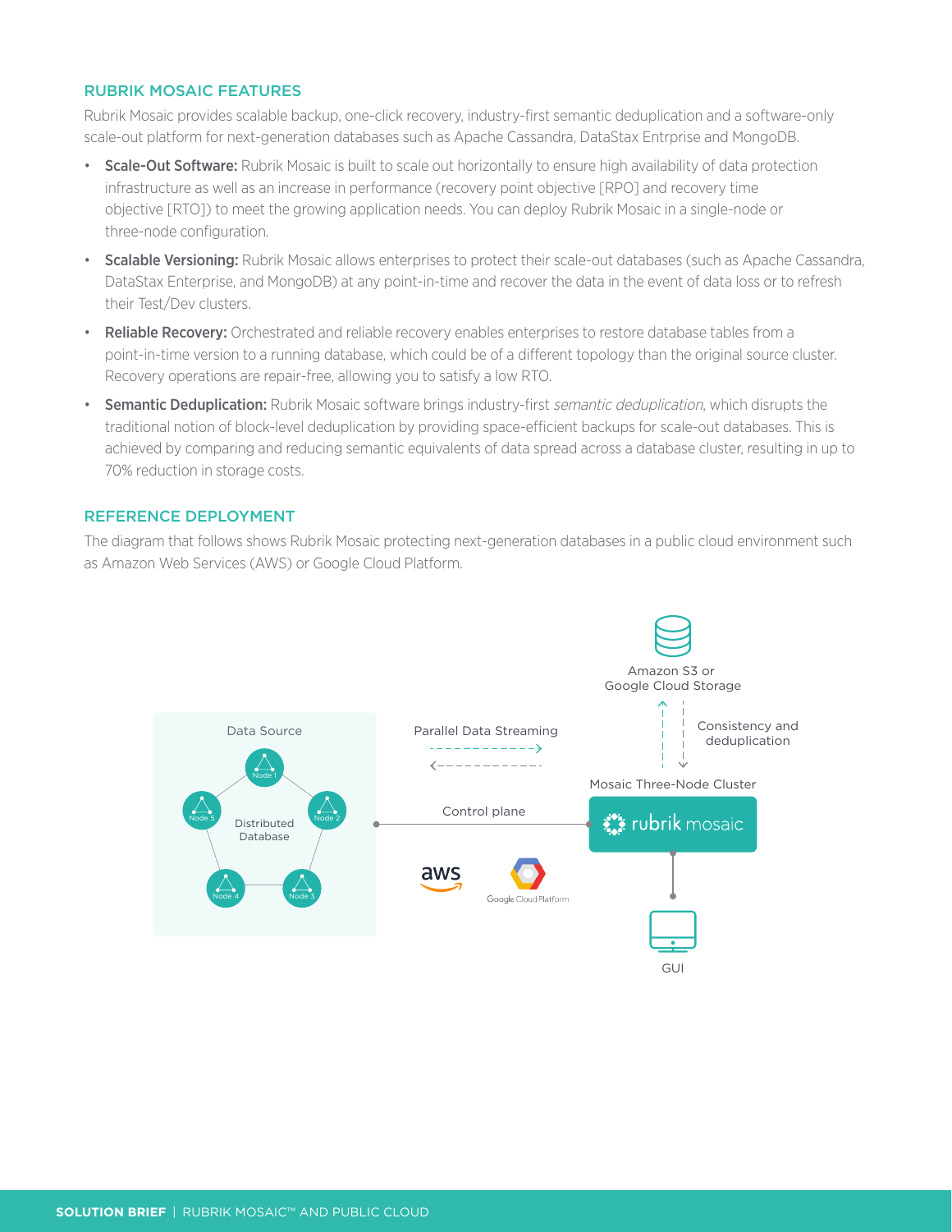## RUBRIK MOSAIC FEATURES

Rubrik Mosaic provides scalable backup, one-click recovery, industry-first semantic deduplication and a software-only scale-out platform for next-generation databases such as Apache Cassandra, DataStax Entrprise and MongoDB.

- **Scale-Out Software:** Rubrik Mosaic is built to scale out horizontally to ensure high availability of data protection infrastructure as well as an increase in performance (recovery point objective [RPO] and recovery time objective [RTO]) to meet the growing application needs. You can deploy Rubrik Mosaic in a single-node or three-node configuration.
- **Scalable Versioning:** Rubrik Mosaic allows enterprises to protect their scale-out databases (such as Apache Cassandra, DataStax Enterprise, and MongoDB) at any point-in-time and recover the data in the event of data loss or to refresh their Test/Dev clusters.
- **Reliable Recovery:** Orchestrated and reliable recovery enables enterprises to restore database tables from a point-in-time version to a running database, which could be of a different topology than the original source cluster. Recovery operations are repair-free, allowing you to satisfy a low RTO.
- **Semantic Deduplication:** Rubrik Mosaic software brings industry-first *semantic deduplication*, which disrupts the traditional notion of block-level deduplication by providing space-efficient backups for scale-out databases. This is achieved by comparing and reducing semantic equivalents of data spread across a database cluster, resulting in up to 70% reduction in storage costs.

## REFERENCE DEPLOYMENT

The diagram that follows shows Rubrik Mosaic protecting next-generation databases in a public cloud environment such as Amazon Web Services (AWS) or Google Cloud Platform.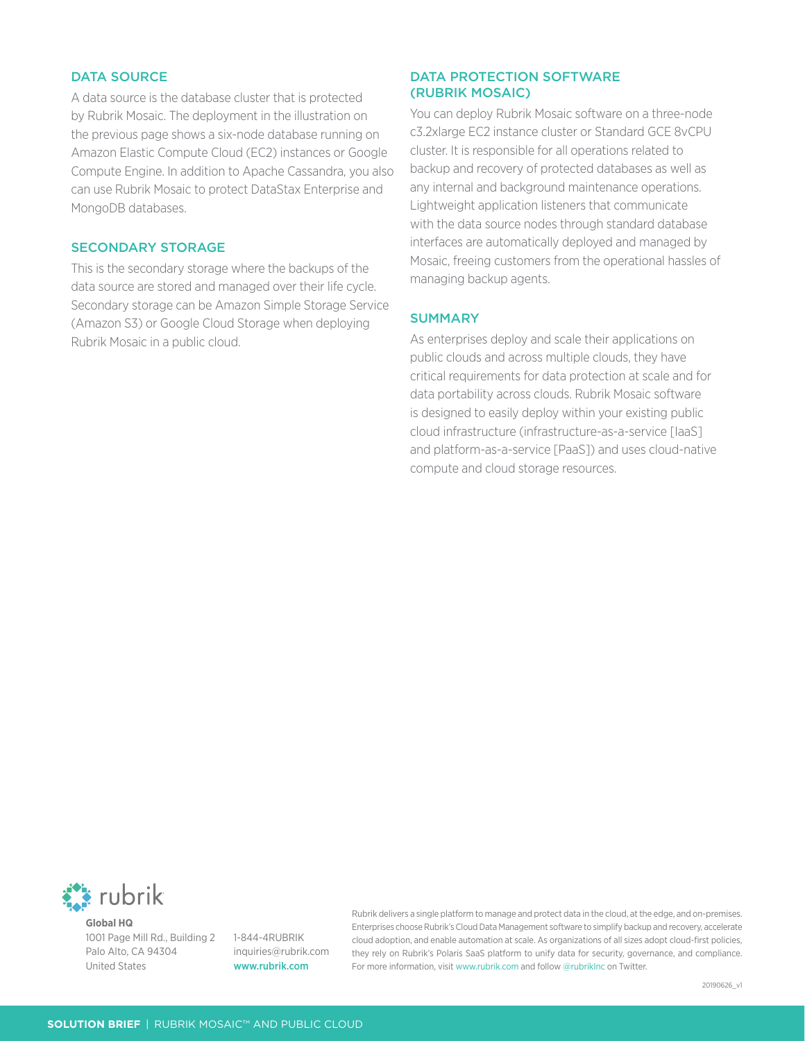## DATA SOURCE

A data source is the database cluster that is protected by Rubrik Mosaic. The deployment in the illustration on the previous page shows a six-node database running on Amazon Elastic Compute Cloud (EC2) instances or Google Compute Engine. In addition to Apache Cassandra, you also can use Rubrik Mosaic to protect DataStax Enterprise and MongoDB databases.

## SECONDARY STORAGE

This is the secondary storage where the backups of the data source are stored and managed over their life cycle. Secondary storage can be Amazon Simple Storage Service (Amazon S3) or Google Cloud Storage when deploying Rubrik Mosaic in a public cloud.

## DATA PROTECTION SOFTWARE (RUBRIK MOSAIC)

You can deploy Rubrik Mosaic software on a three-node c3.2xlarge EC2 instance cluster or Standard GCE 8vCPU cluster. It is responsible for all operations related to backup and recovery of protected databases as well as any internal and background maintenance operations. Lightweight application listeners that communicate with the data source nodes through standard database interfaces are automatically deployed and managed by Mosaic, freeing customers from the operational hassles of managing backup agents.

## SUMMARY

As enterprises deploy and scale their applications on public clouds and across multiple clouds, they have critical requirements for data protection at scale and for data portability across clouds. Rubrik Mosaic software is designed to easily deploy within your existing public cloud infrastructure (infrastructure-as-a-service [IaaS] and platform-as-a-service [PaaS]) and uses cloud-native compute and cloud storage resources.

rubrik

**Global HQ**
1001 Page Mill Rd., Building 2
Palo Alto, CA 94304
United States

1-844-4RUBRIK
inquiries@rubrik.com
www.rubrik.com

Rubrik delivers a single platform to manage and protect data in the cloud, at the edge, and on-premises. Enterprises choose Rubrik's Cloud Data Management software to simplify backup and recovery, accelerate cloud adoption, and enable automation at scale. As organizations of all sizes adopt cloud-first policies, they rely on Rubrik's Polaris SaaS platform to unify data for security, governance, and compliance. For more information, visit www.rubrik.com and follow @rubrikInc on Twitter.

20190626_v1